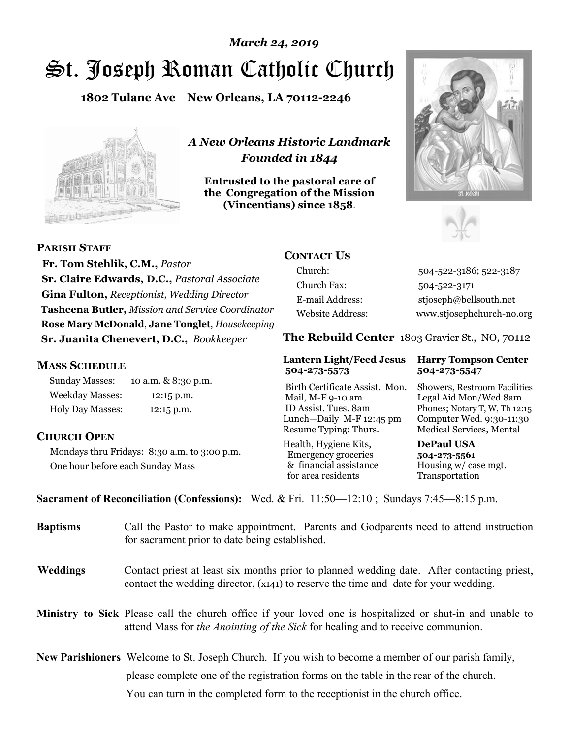*March 24, 2019*

# St. Joseph Roman Catholic Church

**1802 Tulane Ave New Orleans, LA 70112-2246**

*A New Orleans Historic Landmark*
*Founded in 1844*

**Entrusted to the pastoral care of the Congregation of the Mission (Vincentians) since 1858.**

## PARISH STAFF

**Fr. Tom Stehlik, C.M.,** *Pastor*
**Sr. Claire Edwards, D.C.,** *Pastoral Associate*
**Gina Fulton,** *Receptionist, Wedding Director*
**Tasheena Butler,** *Mission and Service Coordinator*
**Rose Mary McDonald**, **Jane Tonglet**, *Housekeeping*
**Sr. Juanita Chenevert, D.C.,** *Bookkeeper*

## MASS SCHEDULE

| | |
|---|---|
| Sunday Masses: | 10 a.m. & 8:30 p.m. |
| Weekday Masses: | 12:15 p.m. |
| Holy Day Masses: | 12:15 p.m. |

## CHURCH OPEN

Mondays thru Fridays: 8:30 a.m. to 3:00 p.m.
One hour before each Sunday Mass

## CONTACT US

| | |
|---|---|
| Church: | 504-522-3186; 522-3187 |
| Church Fax: | 504-522-3171 |
| E-mail Address: | stjoseph@bellsouth.net |
| Website Address: | www.stjosephchurch-no.org |

## The Rebuild Center 1803 Gravier St., NO, 70112

| Lantern Light/Feed Jesus 504-273-5573 | Harry Tompson Center 504-273-5547 |
|---|---|
| Birth Certificate Assist. Mon.<br>Mail, M-F 9-10 am<br>ID Assist. Tues. 8am<br>Lunch—Daily M-F 12:45 pm<br>Resume Typing: Thurs. | Showers, Restroom Facilities<br>Legal Aid Mon/Wed 8am<br>Phones; Notary T, W, Th 12:15<br>Computer Wed. 9:30-11:30<br>Medical Services, Mental |
| Health, Hygiene Kits,<br>Emergency groceries<br>& financial assistance<br>for area residents | **DePaul USA**<br>**504-273-5561**<br>Housing w/ case mgt.<br>Transportation |

**Sacrament of Reconciliation (Confessions):** Wed. & Fri. 11:50—12:10 ; Sundays 7:45—8:15 p.m.

**Baptisms** Call the Pastor to make appointment. Parents and Godparents need to attend instruction for sacrament prior to date being established.

**Weddings** Contact priest at least six months prior to planned wedding date. After contacting priest, contact the wedding director, (x141) to reserve the time and date for your wedding.

**Ministry to Sick** Please call the church office if your loved one is hospitalized or shut-in and unable to attend Mass for *the Anointing of the Sick* for healing and to receive communion.

**New Parishioners** Welcome to St. Joseph Church. If you wish to become a member of our parish family, please complete one of the registration forms on the table in the rear of the church. You can turn in the completed form to the receptionist in the church office.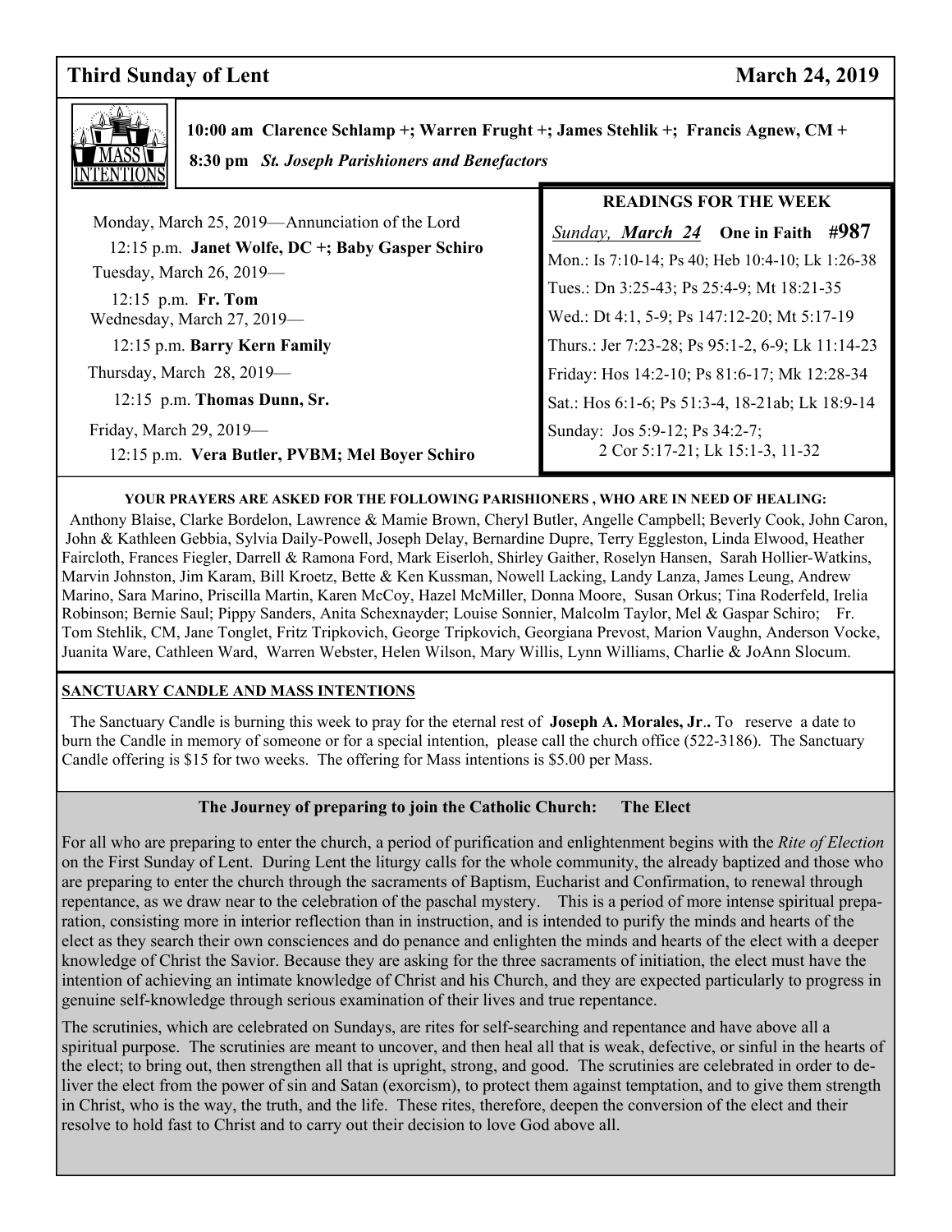## Third Sunday of Lent — March 24, 2019

**MASS INTENTIONS**

**10:00 am Clarence Schlamp +; Warren Frught +; James Stehlik +; Francis Agnew, CM +**

**8:30 pm** ***St. Joseph Parishioners and Benefactors***

Monday, March 25, 2019—Annunciation of the Lord
12:15 p.m. **Janet Wolfe, DC +; Baby Gasper Schiro**

Tuesday, March 26, 2019—
12:15 p.m. **Fr. Tom**

Wednesday, March 27, 2019—
12:15 p.m. **Barry Kern Family**

Thursday, March 28, 2019—
12:15 p.m. **Thomas Dunn, Sr.**

Friday, March 29, 2019—
12:15 p.m. **Vera Butler, PVBM; Mel Boyer Schiro**

### READINGS FOR THE WEEK

*Sunday,* ***March 24*** **One in Faith #987**

Mon.: Is 7:10-14; Ps 40; Heb 10:4-10; Lk 1:26-38
Tues.: Dn 3:25-43; Ps 25:4-9; Mt 18:21-35
Wed.: Dt 4:1, 5-9; Ps 147:12-20; Mt 5:17-19
Thurs.: Jer 7:23-28; Ps 95:1-2, 6-9; Lk 11:14-23
Friday: Hos 14:2-10; Ps 81:6-17; Mk 12:28-34
Sat.: Hos 6:1-6; Ps 51:3-4, 18-21ab; Lk 18:9-14
Sunday: Jos 5:9-12; Ps 34:2-7; 2 Cor 5:17-21; Lk 15:1-3, 11-32

**YOUR PRAYERS ARE ASKED FOR THE FOLLOWING PARISHIONERS , WHO ARE IN NEED OF HEALING:**

Anthony Blaise, Clarke Bordelon, Lawrence & Mamie Brown, Cheryl Butler, Angelle Campbell; Beverly Cook, John Caron, John & Kathleen Gebbia, Sylvia Daily-Powell, Joseph Delay, Bernardine Dupre, Terry Eggleston, Linda Elwood, Heather Faircloth, Frances Fiegler, Darrell & Ramona Ford, Mark Eiserloh, Shirley Gaither, Roselyn Hansen, Sarah Hollier-Watkins, Marvin Johnston, Jim Karam, Bill Kroetz, Bette & Ken Kussman, Nowell Lacking, Landy Lanza, James Leung, Andrew Marino, Sara Marino, Priscilla Martin, Karen McCoy, Hazel McMiller, Donna Moore, Susan Orkus; Tina Roderfeld, Irelia Robinson; Bernie Saul; Pippy Sanders, Anita Schexnayder; Louise Sonnier, Malcolm Taylor, Mel & Gaspar Schiro; Fr. Tom Stehlik, CM, Jane Tonglet, Fritz Tripkovich, George Tripkovich, Georgiana Prevost, Marion Vaughn, Anderson Vocke, Juanita Ware, Cathleen Ward, Warren Webster, Helen Wilson, Mary Willis, Lynn Williams, Charlie & JoAnn Slocum.

**SANCTUARY CANDLE AND MASS INTENTIONS**

The Sanctuary Candle is burning this week to pray for the eternal rest of **Joseph A. Morales, Jr.**. To reserve a date to burn the Candle in memory of someone or for a special intention, please call the church office (522-3186). The Sanctuary Candle offering is $15 for two weeks. The offering for Mass intentions is $5.00 per Mass.

### The Journey of preparing to join the Catholic Church: The Elect

For all who are preparing to enter the church, a period of purification and enlightenment begins with the *Rite of Election* on the First Sunday of Lent. During Lent the liturgy calls for the whole community, the already baptized and those who are preparing to enter the church through the sacraments of Baptism, Eucharist and Confirmation, to renewal through repentance, as we draw near to the celebration of the paschal mystery. This is a period of more intense spiritual preparation, consisting more in interior reflection than in instruction, and is intended to purify the minds and hearts of the elect as they search their own consciences and do penance and enlighten the minds and hearts of the elect with a deeper knowledge of Christ the Savior. Because they are asking for the three sacraments of initiation, the elect must have the intention of achieving an intimate knowledge of Christ and his Church, and they are expected particularly to progress in genuine self-knowledge through serious examination of their lives and true repentance.

The scrutinies, which are celebrated on Sundays, are rites for self-searching and repentance and have above all a spiritual purpose. The scrutinies are meant to uncover, and then heal all that is weak, defective, or sinful in the hearts of the elect; to bring out, then strengthen all that is upright, strong, and good. The scrutinies are celebrated in order to deliver the elect from the power of sin and Satan (exorcism), to protect them against temptation, and to give them strength in Christ, who is the way, the truth, and the life. These rites, therefore, deepen the conversion of the elect and their resolve to hold fast to Christ and to carry out their decision to love God above all.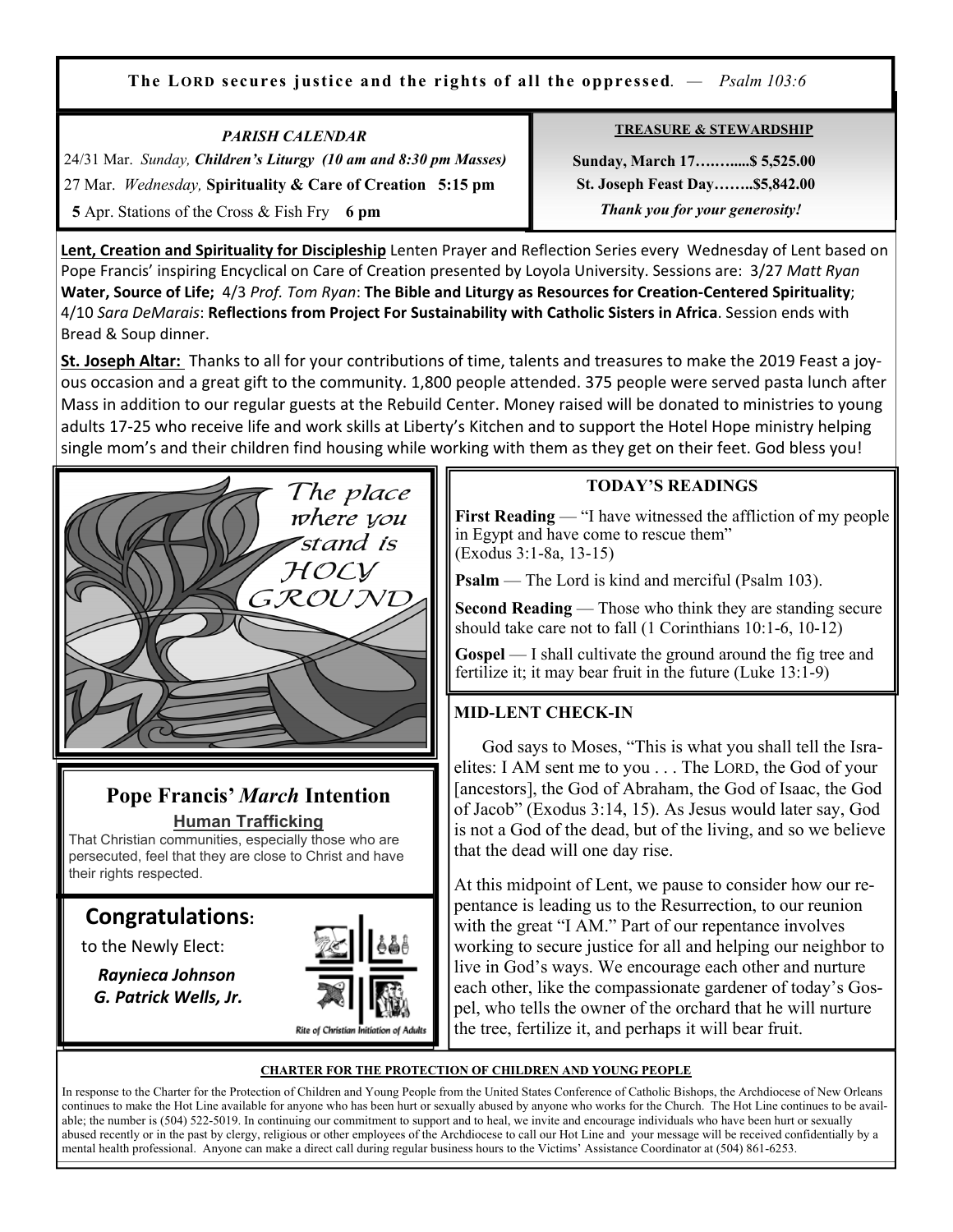**The LORD secures justice and the rights of all the oppressed.** — *Psalm 103:6*

*PARISH CALENDAR*

24/31 Mar. *Sunday, **Children's Liturgy (10 am and 8:30 pm Masses)***

27 Mar. *Wednesday,* **Spirituality & Care of Creation 5:15 pm**

**5** Apr. Stations of the Cross & Fish Fry **6 pm**

**TREASURE & STEWARDSHIP**

**Sunday, March 17…….....$ 5,525.00**

**St. Joseph Feast Day……..$5,842.00**

***Thank you for your generosity!***

**Lent, Creation and Spirituality for Discipleship** Lenten Prayer and Reflection Series every Wednesday of Lent based on Pope Francis' inspiring Encyclical on Care of Creation presented by Loyola University. Sessions are: 3/27 *Matt Ryan* **Water, Source of Life;** 4/3 *Prof. Tom Ryan*: **The Bible and Liturgy as Resources for Creation-Centered Spirituality**; 4/10 *Sara DeMarais*: **Reflections from Project For Sustainability with Catholic Sisters in Africa**. Session ends with Bread & Soup dinner.

**St. Joseph Altar:** Thanks to all for your contributions of time, talents and treasures to make the 2019 Feast a joyous occasion and a great gift to the community. 1,800 people attended. 375 people were served pasta lunch after Mass in addition to our regular guests at the Rebuild Center. Money raised will be donated to ministries to young adults 17-25 who receive life and work skills at Liberty's Kitchen and to support the Hotel Hope ministry helping single mom's and their children find housing while working with them as they get on their feet. God bless you!

*The place where you stand is HOLY GROUND*

## TODAY'S READINGS

**First Reading** — "I have witnessed the affliction of my people in Egypt and have come to rescue them" (Exodus 3:1-8a, 13-15)

**Psalm** — The Lord is kind and merciful (Psalm 103).

**Second Reading** — Those who think they are standing secure should take care not to fall (1 Corinthians 10:1-6, 10-12)

**Gospel** — I shall cultivate the ground around the fig tree and fertilize it; it may bear fruit in the future (Luke 13:1-9)

## MID-LENT CHECK-IN

God says to Moses, "This is what you shall tell the Israelites: I AM sent me to you . . . The LORD, the God of your [ancestors], the God of Abraham, the God of Isaac, the God of Jacob" (Exodus 3:14, 15). As Jesus would later say, God is not a God of the dead, but of the living, and so we believe that the dead will one day rise.

At this midpoint of Lent, we pause to consider how our repentance is leading us to the Resurrection, to our reunion with the great "I AM." Part of our repentance involves working to secure justice for all and helping our neighbor to live in God's ways. We encourage each other and nurture each other, like the compassionate gardener of today's Gospel, who tells the owner of the orchard that he will nurture the tree, fertilize it, and perhaps it will bear fruit.

## Pope Francis' *March* Intention

**Human Trafficking**

That Christian communities, especially those who are persecuted, feel that they are close to Christ and have their rights respected.

## Congratulations:

to the Newly Elect:

***Raynieca Johnson***
***G. Patrick Wells, Jr.***

Rite of Christian Initiation of Adults

**CHARTER FOR THE PROTECTION OF CHILDREN AND YOUNG PEOPLE**

In response to the Charter for the Protection of Children and Young People from the United States Conference of Catholic Bishops, the Archdiocese of New Orleans continues to make the Hot Line available for anyone who has been hurt or sexually abused by anyone who works for the Church. The Hot Line continues to be available; the number is (504) 522-5019. In continuing our commitment to support and to heal, we invite and encourage individuals who have been hurt or sexually abused recently or in the past by clergy, religious or other employees of the Archdiocese to call our Hot Line and your message will be received confidentially by a mental health professional. Anyone can make a direct call during regular business hours to the Victims' Assistance Coordinator at (504) 861-6253.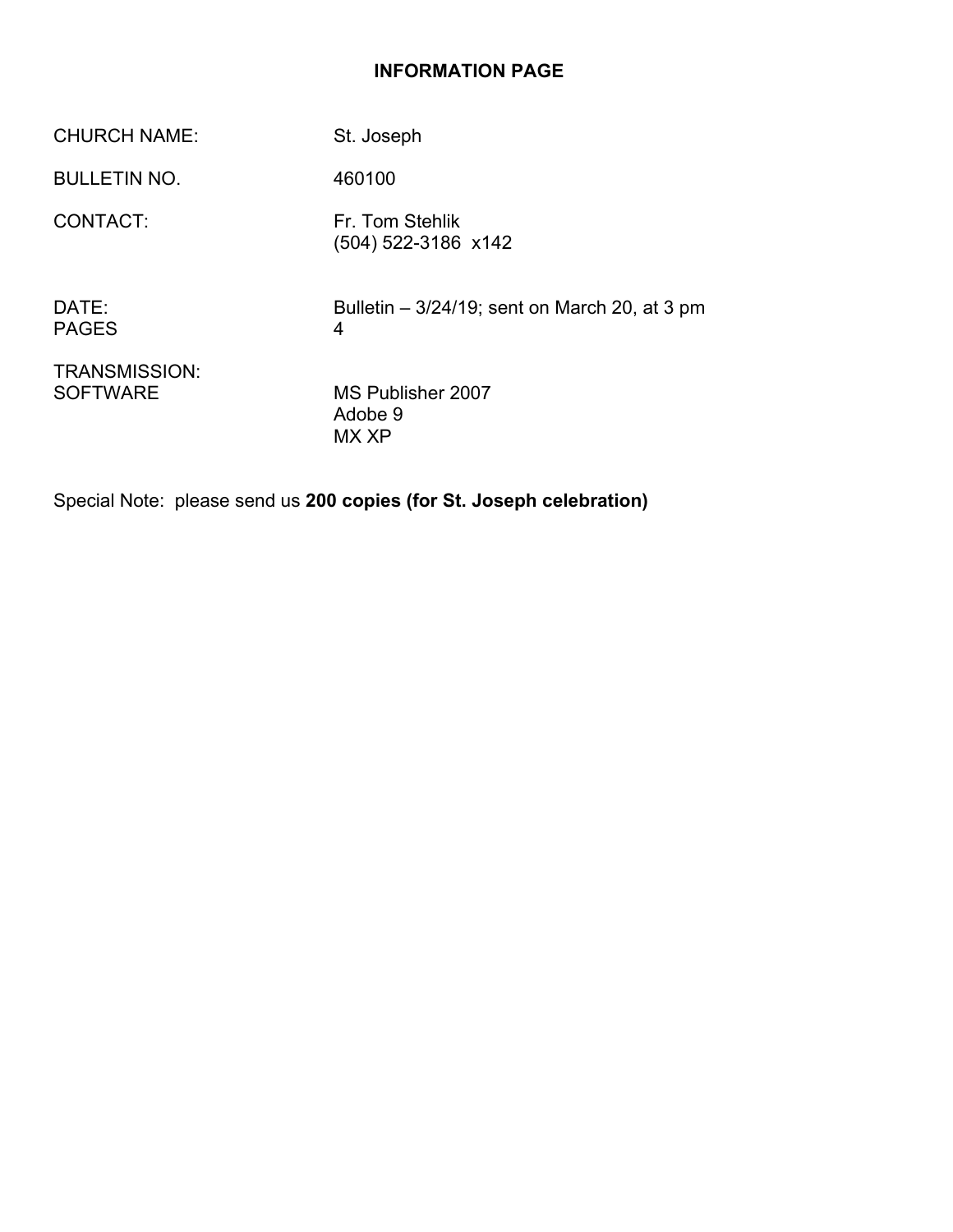# INFORMATION PAGE

| | |
|---|---|
| CHURCH NAME: | St. Joseph |
| BULLETIN NO. | 460100 |
| CONTACT: | Fr. Tom Stehlik<br>(504) 522-3186 x142 |
| DATE: | Bulletin – 3/24/19; sent on March 20, at 3 pm |
| PAGES | 4 |
| TRANSMISSION:<br>SOFTWARE | MS Publisher 2007<br>Adobe 9<br>MX XP |

Special Note: please send us **200 copies (for St. Joseph celebration)**